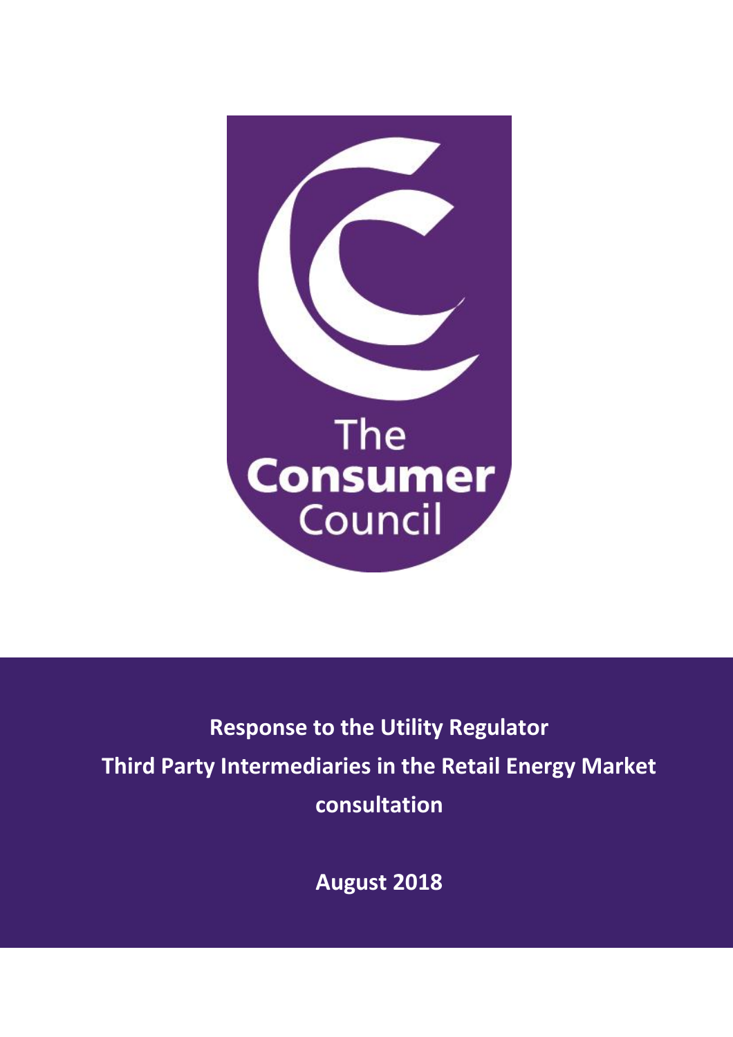The Consumer Council

# Response to the Utility Regulator Third Party Intermediaries in the Retail Energy Market consultation

**August 2018**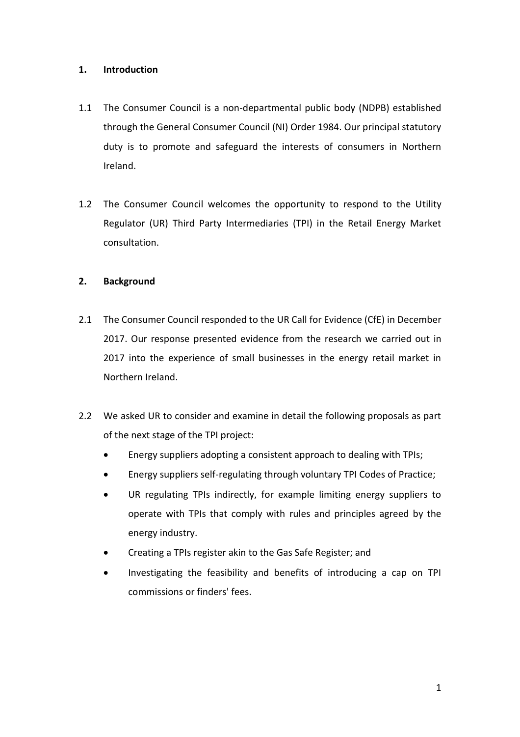## 1. Introduction

1.1 The Consumer Council is a non-departmental public body (NDPB) established through the General Consumer Council (NI) Order 1984. Our principal statutory duty is to promote and safeguard the interests of consumers in Northern Ireland.

1.2 The Consumer Council welcomes the opportunity to respond to the Utility Regulator (UR) Third Party Intermediaries (TPI) in the Retail Energy Market consultation.

## 2. Background

2.1 The Consumer Council responded to the UR Call for Evidence (CfE) in December 2017. Our response presented evidence from the research we carried out in 2017 into the experience of small businesses in the energy retail market in Northern Ireland.

2.2 We asked UR to consider and examine in detail the following proposals as part of the next stage of the TPI project:

- Energy suppliers adopting a consistent approach to dealing with TPIs;
- Energy suppliers self-regulating through voluntary TPI Codes of Practice;
- UR regulating TPIs indirectly, for example limiting energy suppliers to operate with TPIs that comply with rules and principles agreed by the energy industry.
- Creating a TPIs register akin to the Gas Safe Register; and
- Investigating the feasibility and benefits of introducing a cap on TPI commissions or finders' fees.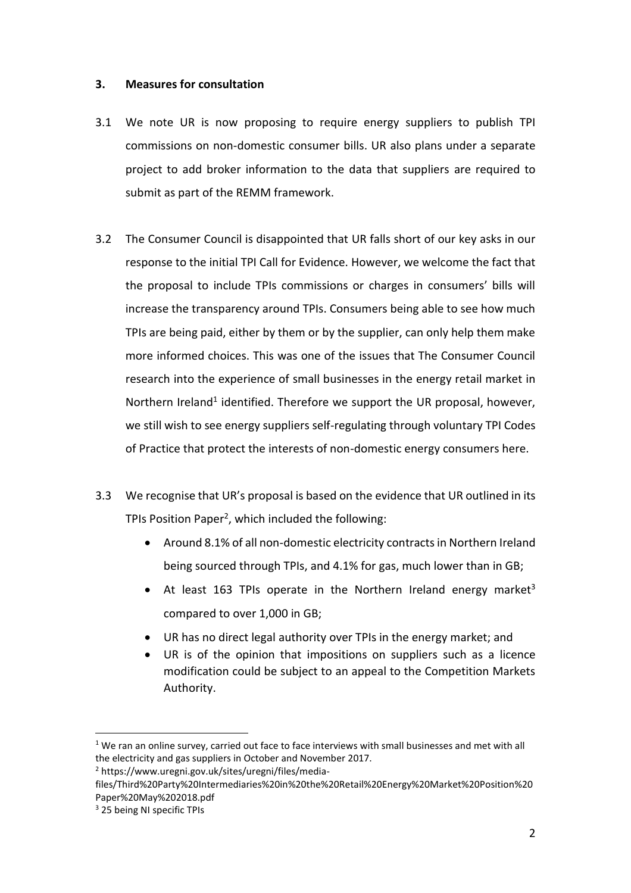### 3. Measures for consultation

3.1 We note UR is now proposing to require energy suppliers to publish TPI commissions on non-domestic consumer bills. UR also plans under a separate project to add broker information to the data that suppliers are required to submit as part of the REMM framework.

3.2 The Consumer Council is disappointed that UR falls short of our key asks in our response to the initial TPI Call for Evidence. However, we welcome the fact that the proposal to include TPIs commissions or charges in consumers' bills will increase the transparency around TPIs. Consumers being able to see how much TPIs are being paid, either by them or by the supplier, can only help them make more informed choices. This was one of the issues that The Consumer Council research into the experience of small businesses in the energy retail market in Northern Ireland[1] identified. Therefore we support the UR proposal, however, we still wish to see energy suppliers self-regulating through voluntary TPI Codes of Practice that protect the interests of non-domestic energy consumers here.

3.3 We recognise that UR's proposal is based on the evidence that UR outlined in its TPIs Position Paper[2], which included the following:

- Around 8.1% of all non-domestic electricity contracts in Northern Ireland being sourced through TPIs, and 4.1% for gas, much lower than in GB;
- At least 163 TPIs operate in the Northern Ireland energy market[3] compared to over 1,000 in GB;
- UR has no direct legal authority over TPIs in the energy market; and
- UR is of the opinion that impositions on suppliers such as a licence modification could be subject to an appeal to the Competition Markets Authority.

---

[1] We ran an online survey, carried out face to face interviews with small businesses and met with all the electricity and gas suppliers in October and November 2017.

[2] https://www.uregni.gov.uk/sites/uregni/files/media-files/Third%20Party%20Intermediaries%20in%20the%20Retail%20Energy%20Market%20Position%20Paper%20May%202018.pdf

[3] 25 being NI specific TPIs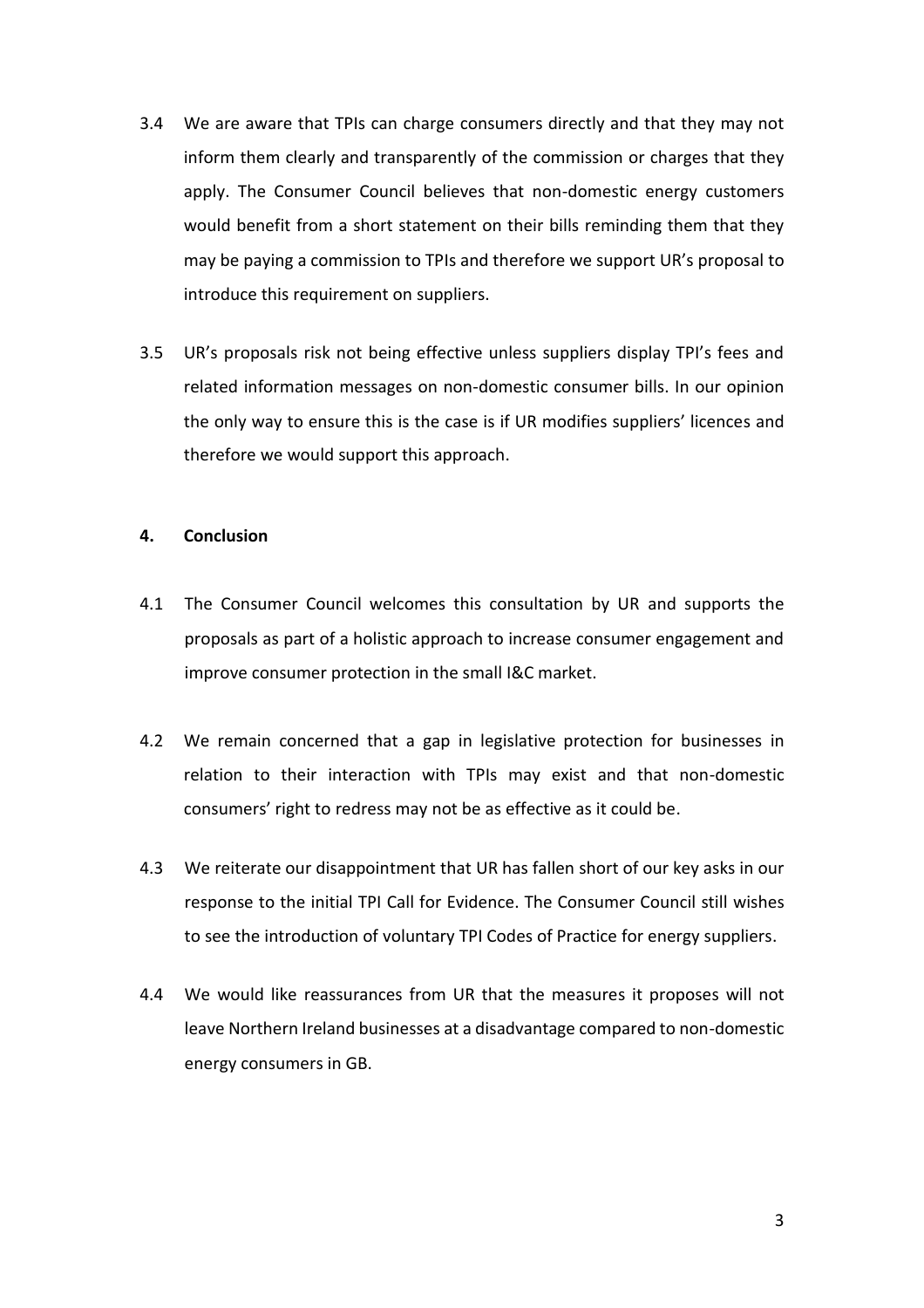3.4 We are aware that TPIs can charge consumers directly and that they may not inform them clearly and transparently of the commission or charges that they apply. The Consumer Council believes that non-domestic energy customers would benefit from a short statement on their bills reminding them that they may be paying a commission to TPIs and therefore we support UR's proposal to introduce this requirement on suppliers.

3.5 UR's proposals risk not being effective unless suppliers display TPI's fees and related information messages on non-domestic consumer bills. In our opinion the only way to ensure this is the case is if UR modifies suppliers' licences and therefore we would support this approach.

## 4. Conclusion

4.1 The Consumer Council welcomes this consultation by UR and supports the proposals as part of a holistic approach to increase consumer engagement and improve consumer protection in the small I&C market.

4.2 We remain concerned that a gap in legislative protection for businesses in relation to their interaction with TPIs may exist and that non-domestic consumers' right to redress may not be as effective as it could be.

4.3 We reiterate our disappointment that UR has fallen short of our key asks in our response to the initial TPI Call for Evidence. The Consumer Council still wishes to see the introduction of voluntary TPI Codes of Practice for energy suppliers.

4.4 We would like reassurances from UR that the measures it proposes will not leave Northern Ireland businesses at a disadvantage compared to non-domestic energy consumers in GB.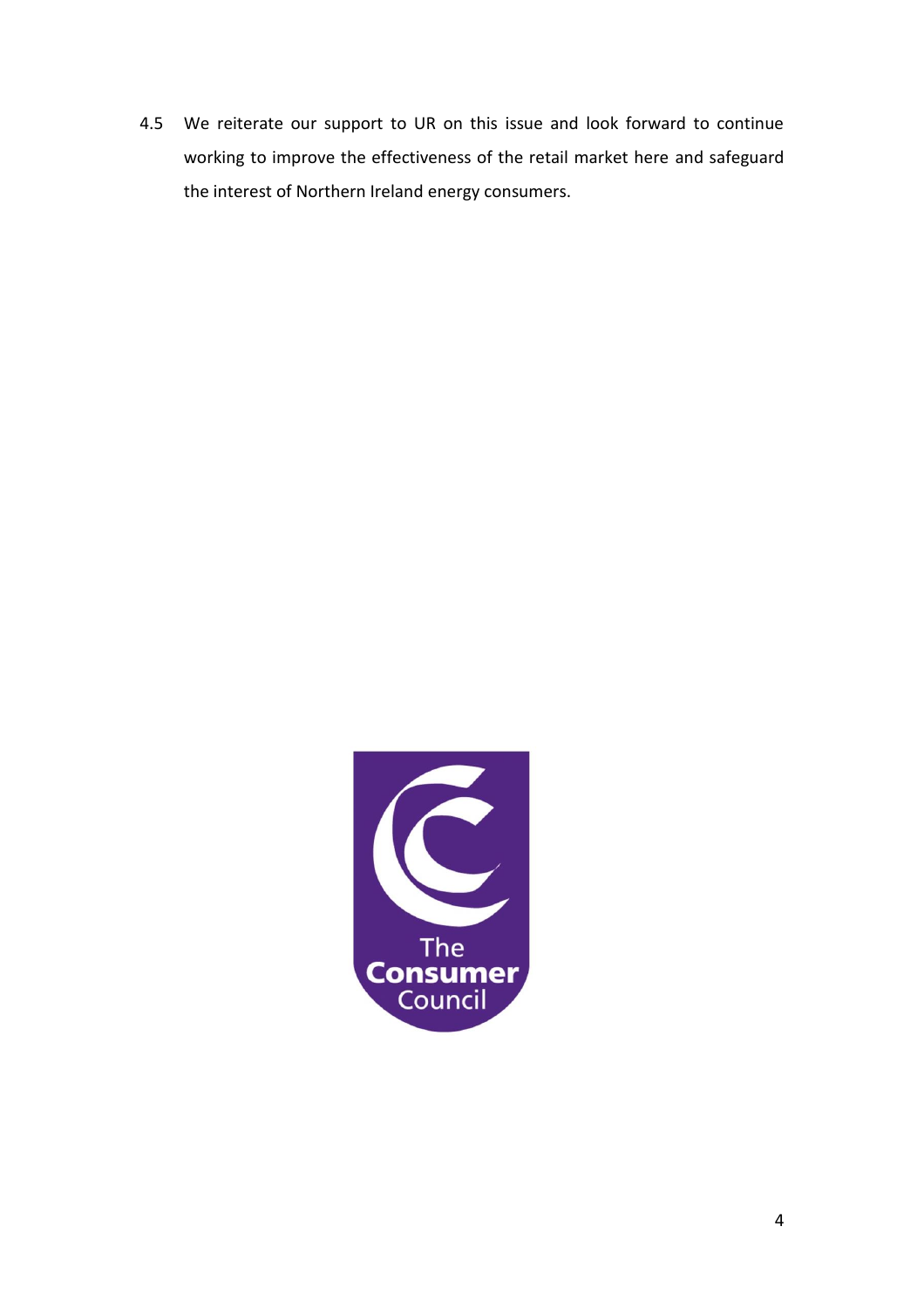4.5 We reiterate our support to UR on this issue and look forward to continue working to improve the effectiveness of the retail market here and safeguard the interest of Northern Ireland energy consumers.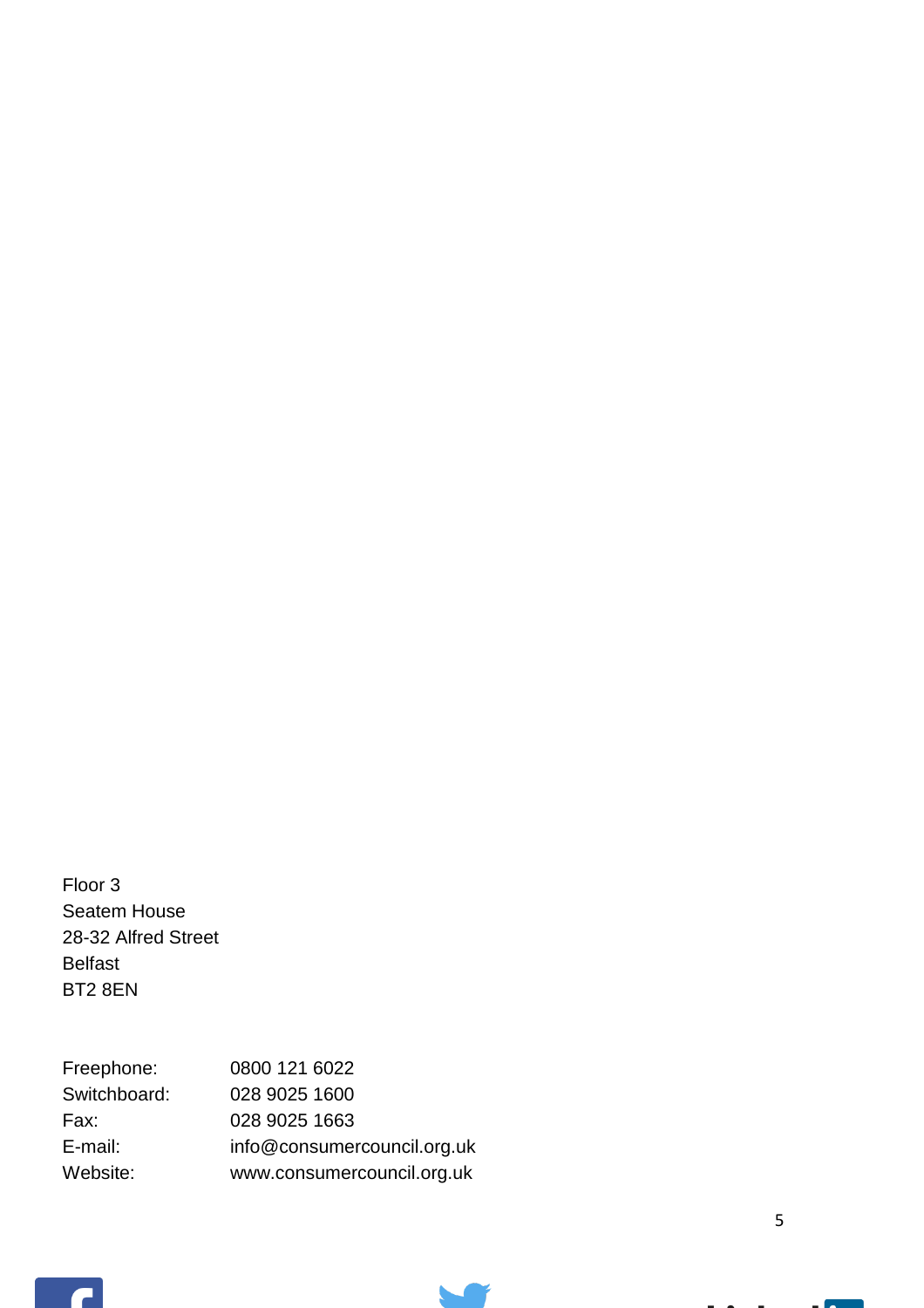Floor 3
Seatem House
28-32 Alfred Street
Belfast
BT2 8EN

| | |
|---|---|
| Freephone: | 0800 121 6022 |
| Switchboard: | 028 9025 1600 |
| Fax: | 028 9025 1663 |
| E-mail: | info@consumercouncil.org.uk |
| Website: | www.consumercouncil.org.uk |